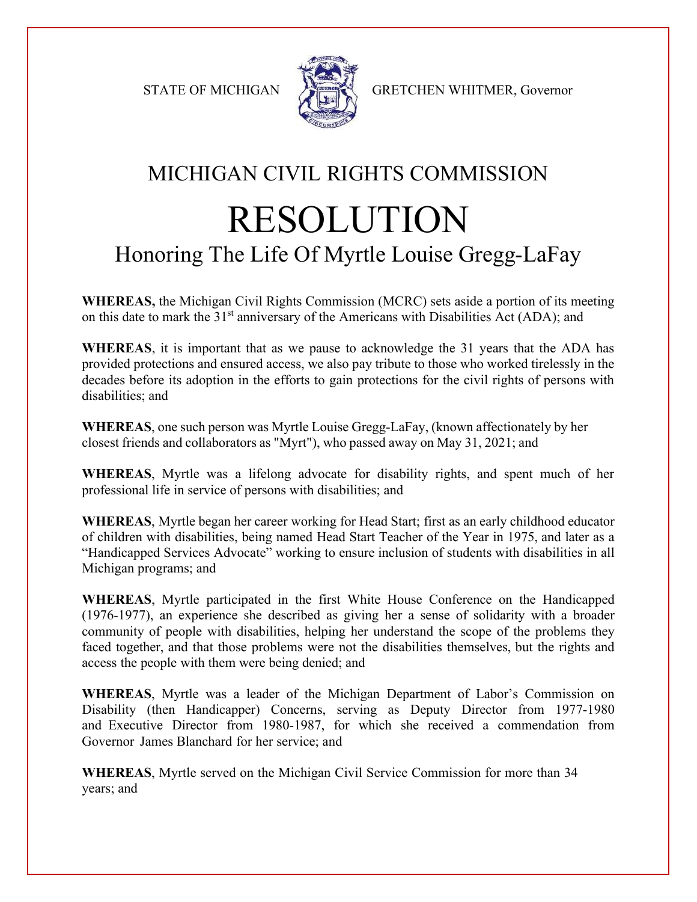STATE OF MICHIGAN GRETCHEN WHITMER, Governor

## MICHIGAN CIVIL RIGHTS COMMISSION

# RESOLUTION

## Honoring The Life Of Myrtle Louise Gregg-LaFay

**WHEREAS,** the Michigan Civil Rights Commission (MCRC) sets aside a portion of its meeting on this date to mark the 31st anniversary of the Americans with Disabilities Act (ADA); and

**WHEREAS**, it is important that as we pause to acknowledge the 31 years that the ADA has provided protections and ensured access, we also pay tribute to those who worked tirelessly in the decades before its adoption in the efforts to gain protections for the civil rights of persons with disabilities; and

**WHEREAS**, one such person was Myrtle Louise Gregg-LaFay, (known affectionately by her closest friends and collaborators as "Myrt"), who passed away on May 31, 2021; and

**WHEREAS**, Myrtle was a lifelong advocate for disability rights, and spent much of her professional life in service of persons with disabilities; and

**WHEREAS**, Myrtle began her career working for Head Start; first as an early childhood educator of children with disabilities, being named Head Start Teacher of the Year in 1975, and later as a "Handicapped Services Advocate" working to ensure inclusion of students with disabilities in all Michigan programs; and

**WHEREAS**, Myrtle participated in the first White House Conference on the Handicapped (1976-1977), an experience she described as giving her a sense of solidarity with a broader community of people with disabilities, helping her understand the scope of the problems they faced together, and that those problems were not the disabilities themselves, but the rights and access the people with them were being denied; and

**WHEREAS**, Myrtle was a leader of the Michigan Department of Labor's Commission on Disability (then Handicapper) Concerns, serving as Deputy Director from 1977-1980 and Executive Director from 1980-1987, for which she received a commendation from Governor James Blanchard for her service; and

**WHEREAS**, Myrtle served on the Michigan Civil Service Commission for more than 34 years; and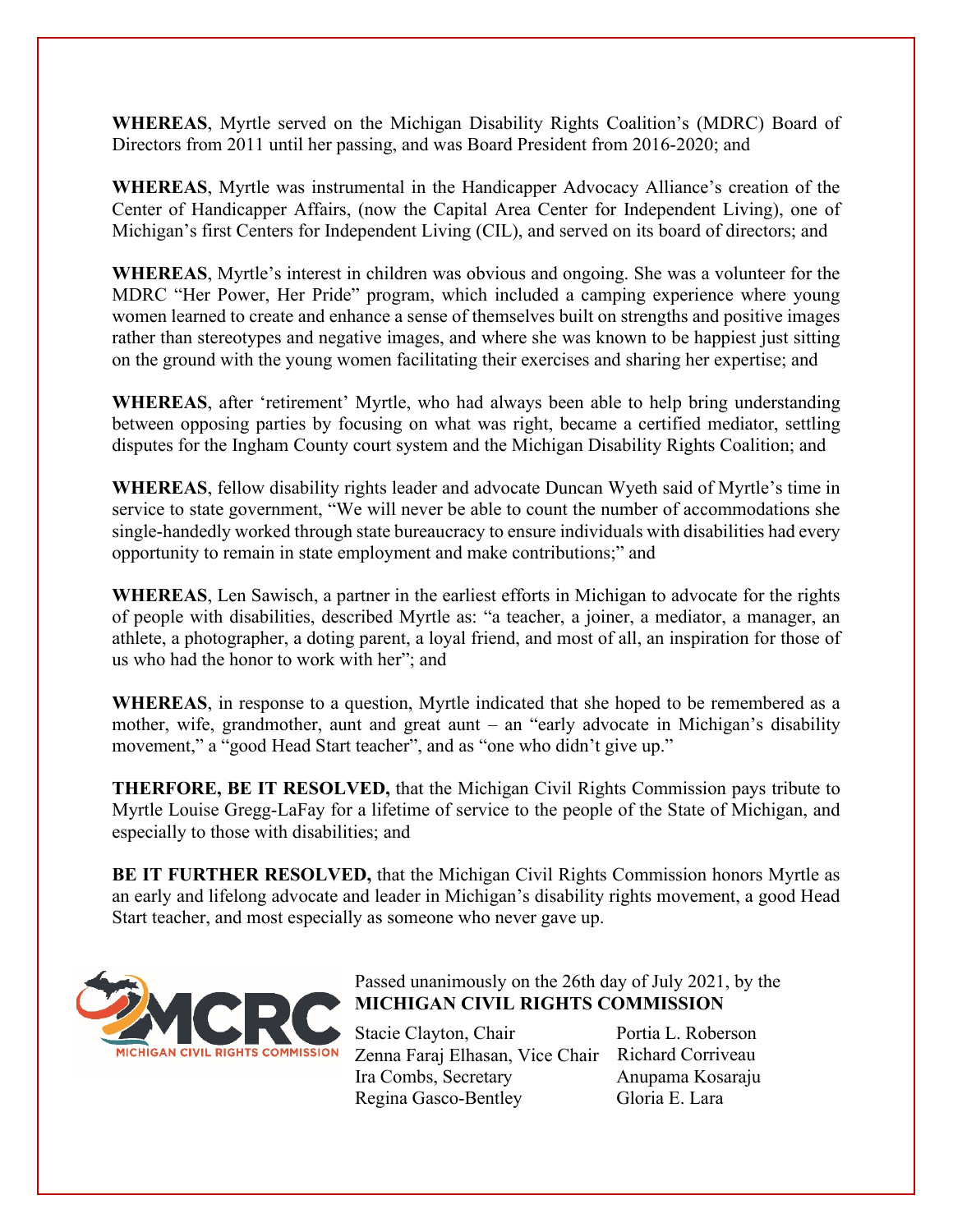**WHEREAS**, Myrtle served on the Michigan Disability Rights Coalition's (MDRC) Board of Directors from 2011 until her passing, and was Board President from 2016-2020; and

**WHEREAS**, Myrtle was instrumental in the Handicapper Advocacy Alliance's creation of the Center of Handicapper Affairs, (now the Capital Area Center for Independent Living), one of Michigan's first Centers for Independent Living (CIL), and served on its board of directors; and

**WHEREAS**, Myrtle's interest in children was obvious and ongoing. She was a volunteer for the MDRC "Her Power, Her Pride" program, which included a camping experience where young women learned to create and enhance a sense of themselves built on strengths and positive images rather than stereotypes and negative images, and where she was known to be happiest just sitting on the ground with the young women facilitating their exercises and sharing her expertise; and

**WHEREAS**, after 'retirement' Myrtle, who had always been able to help bring understanding between opposing parties by focusing on what was right, became a certified mediator, settling disputes for the Ingham County court system and the Michigan Disability Rights Coalition; and

**WHEREAS**, fellow disability rights leader and advocate Duncan Wyeth said of Myrtle's time in service to state government, "We will never be able to count the number of accommodations she single-handedly worked through state bureaucracy to ensure individuals with disabilities had every opportunity to remain in state employment and make contributions;" and

**WHEREAS**, Len Sawisch, a partner in the earliest efforts in Michigan to advocate for the rights of people with disabilities, described Myrtle as: "a teacher, a joiner, a mediator, a manager, an athlete, a photographer, a doting parent, a loyal friend, and most of all, an inspiration for those of us who had the honor to work with her"; and

**WHEREAS**, in response to a question, Myrtle indicated that she hoped to be remembered as a mother, wife, grandmother, aunt and great aunt – an "early advocate in Michigan's disability movement," a "good Head Start teacher", and as "one who didn't give up."

**THERFORE, BE IT RESOLVED,** that the Michigan Civil Rights Commission pays tribute to Myrtle Louise Gregg-LaFay for a lifetime of service to the people of the State of Michigan, and especially to those with disabilities; and

**BE IT FURTHER RESOLVED,** that the Michigan Civil Rights Commission honors Myrtle as an early and lifelong advocate and leader in Michigan's disability rights movement, a good Head Start teacher, and most especially as someone who never gave up.

MCRC
MICHIGAN CIVIL RIGHTS COMMISSION

Passed unanimously on the 26th day of July 2021, by the
**MICHIGAN CIVIL RIGHTS COMMISSION**

Stacie Clayton, Chair
Zenna Faraj Elhasan, Vice Chair
Ira Combs, Secretary
Regina Gasco-Bentley
Portia L. Roberson
Richard Corriveau
Anupama Kosaraju
Gloria E. Lara